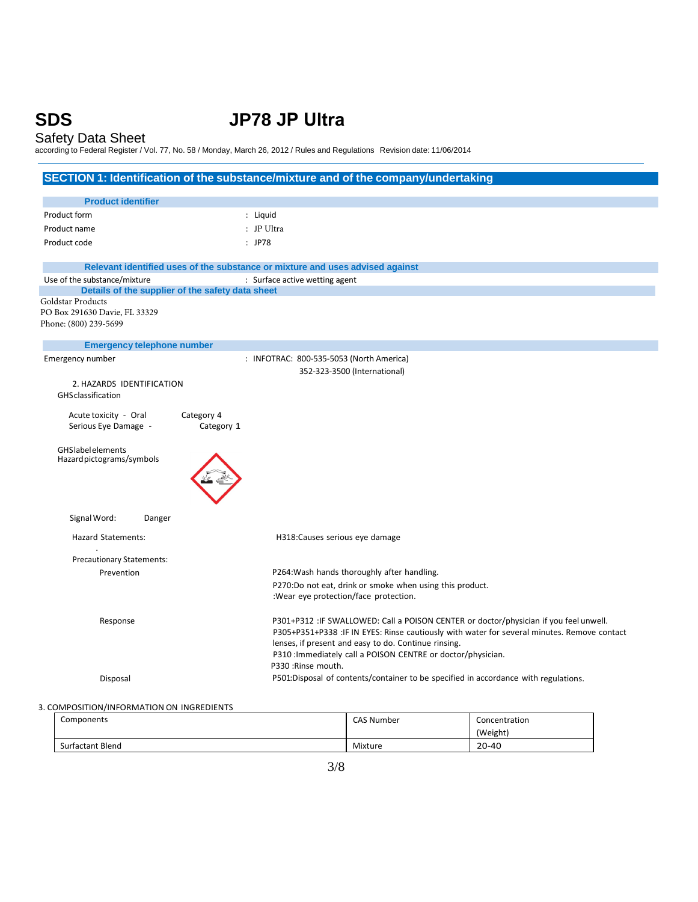# SDS — JP78 JP Ultra

Safety Data Sheet

according to Federal Register / Vol. 77, No. 58 / Monday, March 26, 2012 / Rules and Regulations Revision date: 11/06/2014

## SECTION 1: Identification of the substance/mixture and of the company/undertaking

### Product identifier

| | |
|---|---|
| Product form | : Liquid |
| Product name | : JP Ultra |
| Product code | : JP78 |

### Relevant identified uses of the substance or mixture and uses advised against

Use of the substance/mixture : Surface active wetting agent

### Details of the supplier of the safety data sheet

Goldstar Products
PO Box 291630 Davie, FL 33329
Phone: (800) 239-5699

### Emergency telephone number

Emergency number : INFOTRAC: 800-535-5053 (North America)
352-323-3500 (International)

## 2. HAZARDS IDENTIFICATION

GHS classification

| | |
|---|---|
| Acute toxicity - Oral | Category 4 |
| Serious Eye Damage - | Category 1 |

GHS label elements
Hazard pictograms/symbols

Signal Word: Danger

Hazard Statements: H318:Causes serious eye damage

Precautionary Statements:

Prevention
P264:Wash hands thoroughly after handling.
P270:Do not eat, drink or smoke when using this product.
:Wear eye protection/face protection.

Response
P301+P312 :IF SWALLOWED: Call a POISON CENTER or doctor/physician if you feel unwell.
P305+P351+P338 :IF IN EYES: Rinse cautiously with water for several minutes. Remove contact lenses, if present and easy to do. Continue rinsing.
P310 :Immediately call a POISON CENTRE or doctor/physician.
P330 :Rinse mouth.

Disposal
P501:Disposal of contents/container to be specified in accordance with regulations.

## 3. COMPOSITION/INFORMATION ON INGREDIENTS

| Components | CAS Number | Concentration (Weight) |
|---|---|---|
| Surfactant Blend | Mixture | 20-40 |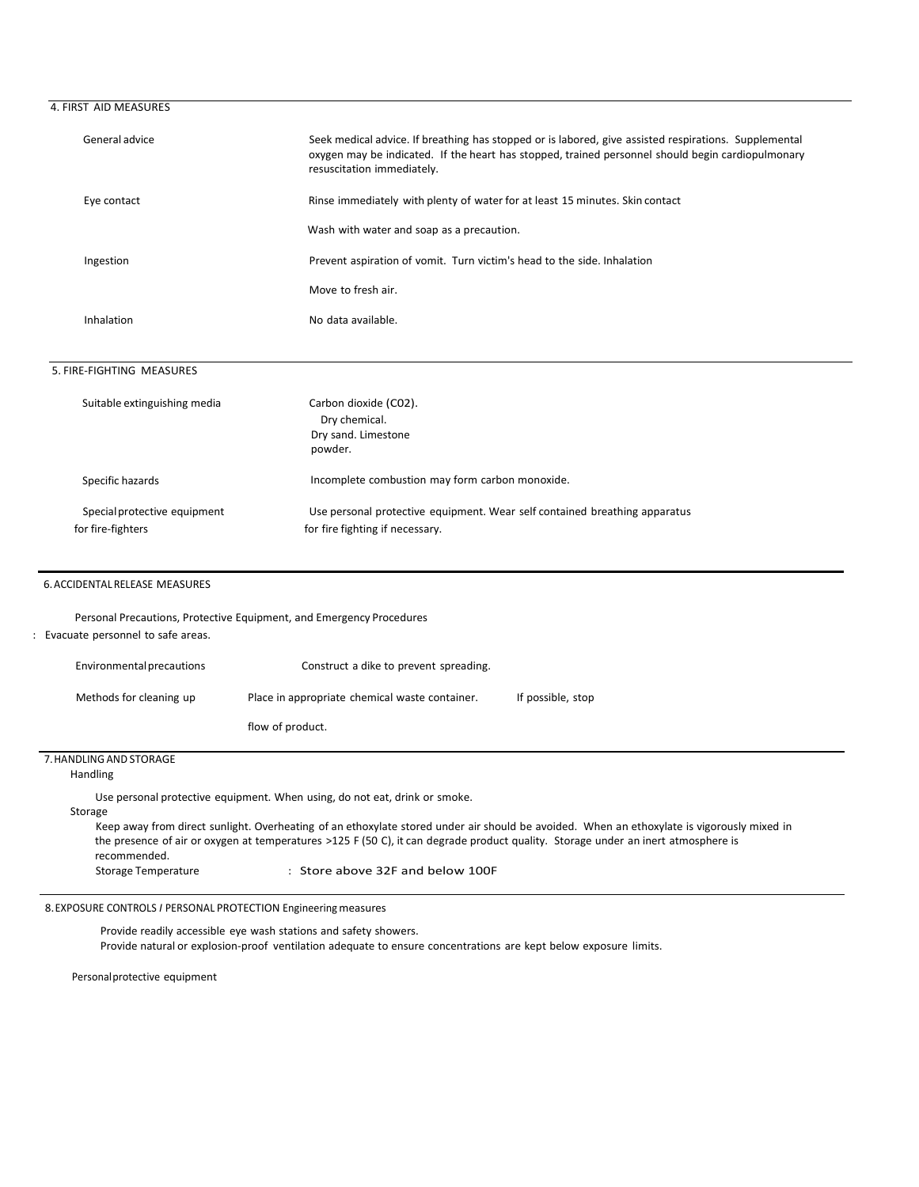## 4. FIRST AID MEASURES

| | |
|---|---|
| General advice | Seek medical advice. If breathing has stopped or is labored, give assisted respirations. Supplemental oxygen may be indicated. If the heart has stopped, trained personnel should begin cardiopulmonary resuscitation immediately. |
| Eye contact | Rinse immediately with plenty of water for at least 15 minutes. Skin contact |
| | Wash with water and soap as a precaution. |
| Ingestion | Prevent aspiration of vomit. Turn victim's head to the side. Inhalation |
| | Move to fresh air. |
| Inhalation | No data available. |

## 5. FIRE-FIGHTING MEASURES

| | |
|---|---|
| Suitable extinguishing media | Carbon dioxide (C02). Dry chemical. Dry sand. Limestone powder. |
| Specific hazards | Incomplete combustion may form carbon monoxide. |
| Special protective equipment for fire-fighters | Use personal protective equipment. Wear self contained breathing apparatus for fire fighting if necessary. |

## 6. ACCIDENTAL RELEASE MEASURES

Personal Precautions, Protective Equipment, and Emergency Procedures

: Evacuate personnel to safe areas.

| | |
|---|---|
| Environmental precautions | Construct a dike to prevent spreading. |
| Methods for cleaning up | Place in appropriate chemical waste container. If possible, stop flow of product. |

## 7. HANDLING AND STORAGE

Handling

Use personal protective equipment. When using, do not eat, drink or smoke.

Storage

Keep away from direct sunlight. Overheating of an ethoxylate stored under air should be avoided. When an ethoxylate is vigorously mixed in the presence of air or oxygen at temperatures >125 F (50 C), it can degrade product quality. Storage under an inert atmosphere is recommended.

Storage Temperature : Store above 32F and below 100F

## 8. EXPOSURE CONTROLS / PERSONAL PROTECTION Engineering measures

Provide readily accessible eye wash stations and safety showers.

Provide natural or explosion-proof ventilation adequate to ensure concentrations are kept below exposure limits.

Personal protective equipment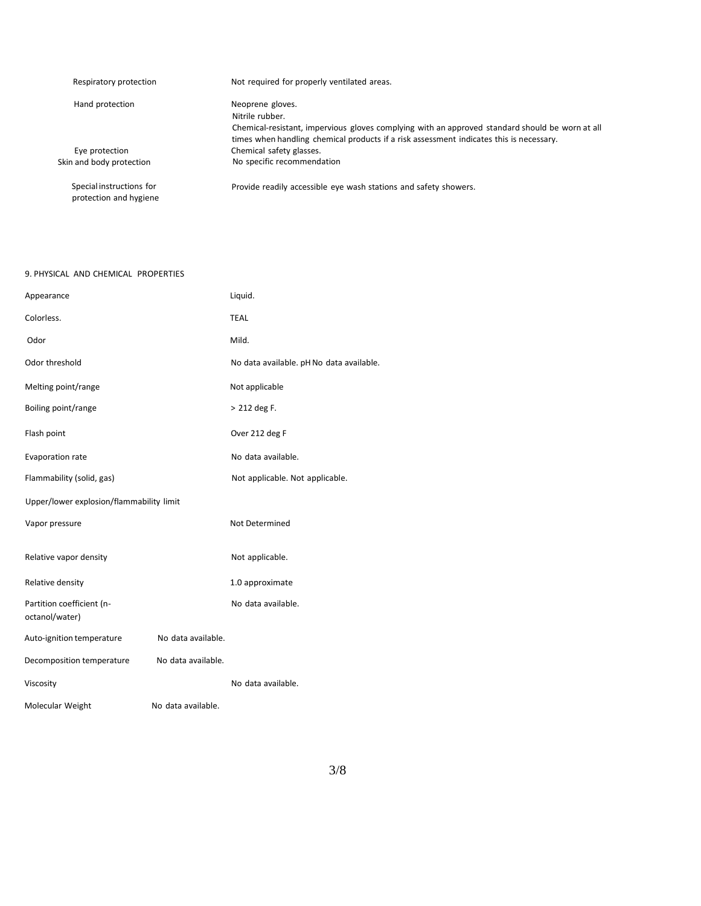| | |
|---|---|
| Respiratory protection | Not required for properly ventilated areas. |
| Hand protection | Neoprene gloves.<br>Nitrile rubber.<br>Chemical-resistant, impervious gloves complying with an approved standard should be worn at all times when handling chemical products if a risk assessment indicates this is necessary. |
| Eye protection | Chemical safety glasses. |
| Skin and body protection | No specific recommendation |
| Special instructions for protection and hygiene | Provide readily accessible eye wash stations and safety showers. |

## 9. PHYSICAL AND CHEMICAL PROPERTIES

| | |
|---|---|
| Appearance | Liquid. |
| Colorless. | TEAL |
| Odor | Mild. |
| Odor threshold | No data available. pH No data available. |
| Melting point/range | Not applicable |
| Boiling point/range | > 212 deg F. |
| Flash point | Over 212 deg F |
| Evaporation rate | No data available. |
| Flammability (solid, gas) | Not applicable. Not applicable. |
| Upper/lower explosion/flammability limit | |
| Vapor pressure | Not Determined |
| Relative vapor density | Not applicable. |
| Relative density | 1.0 approximate |
| Partition coefficient (n-octanol/water) | No data available. |
| Auto-ignition temperature | No data available. |
| Decomposition temperature | No data available. |
| Viscosity | No data available. |
| Molecular Weight | No data available. |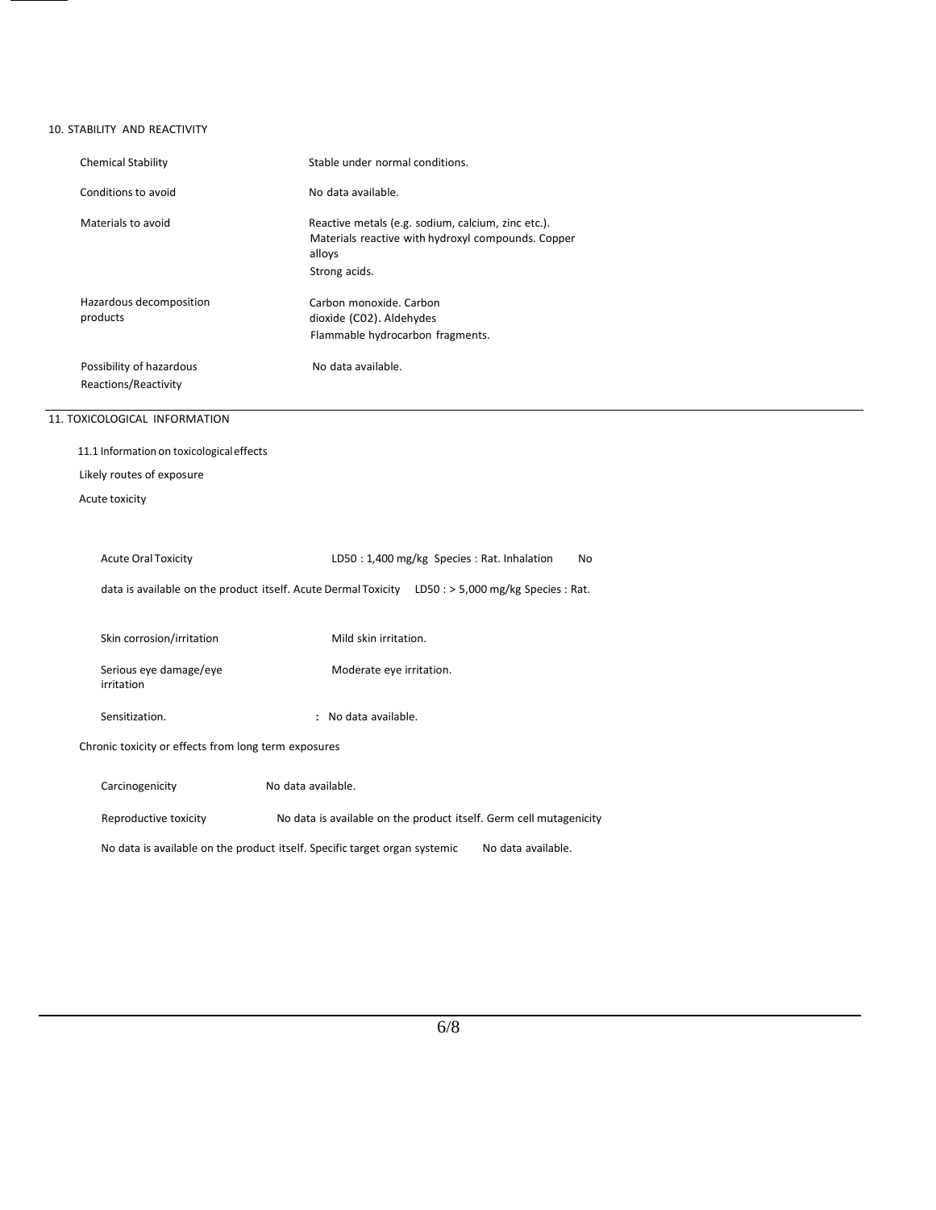## 10. STABILITY AND REACTIVITY

| | |
|---|---|
| Chemical Stability | Stable under normal conditions. |
| Conditions to avoid | No data available. |
| Materials to avoid | Reactive metals (e.g. sodium, calcium, zinc etc.). Materials reactive with hydroxyl compounds. Copper alloys<br>Strong acids. |
| Hazardous decomposition products | Carbon monoxide. Carbon dioxide (C02). Aldehydes<br>Flammable hydrocarbon fragments. |
| Possibility of hazardous Reactions/Reactivity | No data available. |

## 11. TOXICOLOGICAL INFORMATION

11.1 Information on toxicological effects

Likely routes of exposure

Acute toxicity

Acute Oral Toxicity LD50 : 1,400 mg/kg Species : Rat. Inhalation No data is available on the product itself. Acute Dermal Toxicity LD50 : > 5,000 mg/kg Species : Rat.

| | |
|---|---|
| Skin corrosion/irritation | Mild skin irritation. |
| Serious eye damage/eye irritation | Moderate eye irritation. |
| Sensitization. | : No data available. |

Chronic toxicity or effects from long term exposures

Carcinogenicity No data available.

Reproductive toxicity No data is available on the product itself. Germ cell mutagenicity No data is available on the product itself. Specific target organ systemic No data available.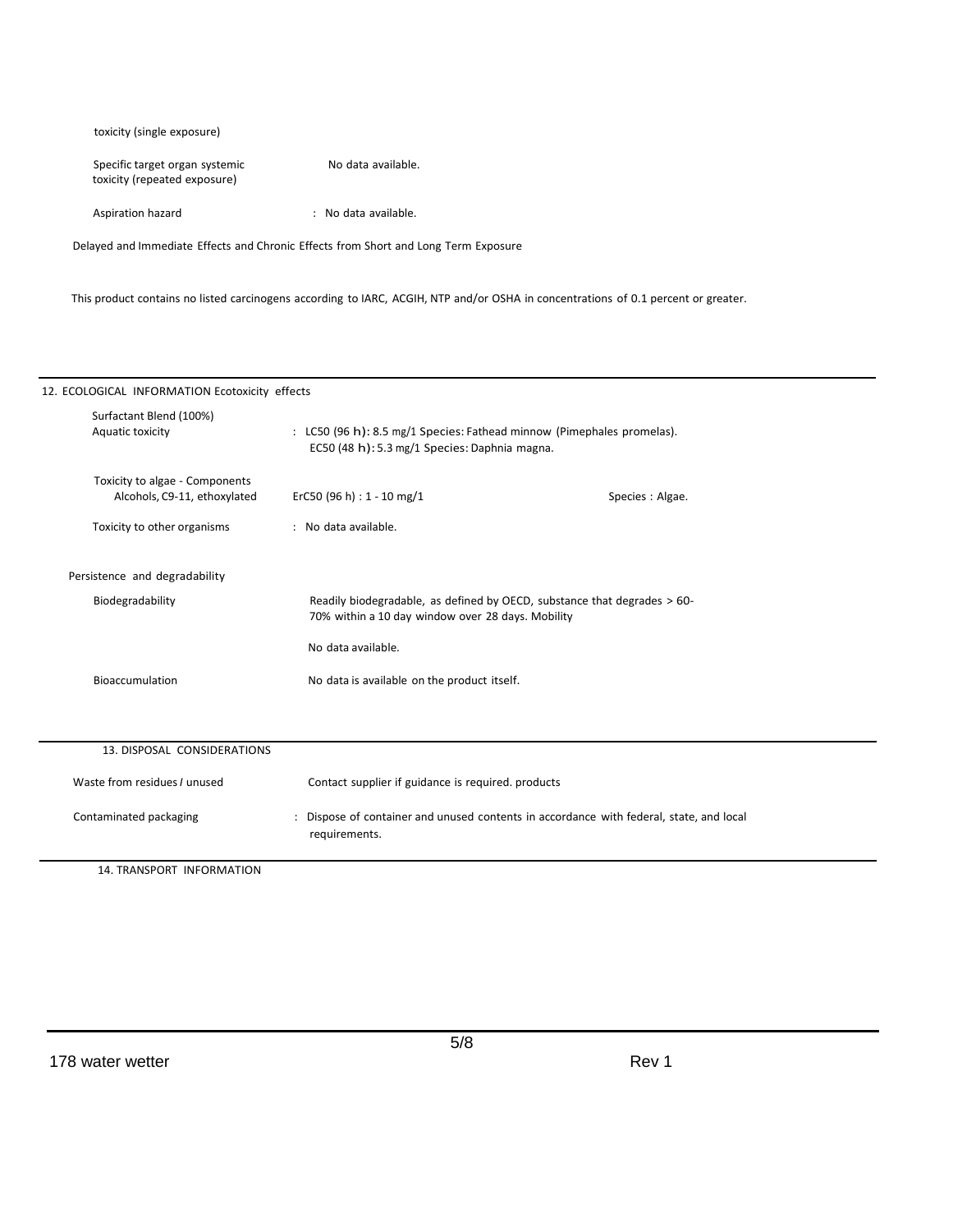toxicity (single exposure)

Specific target organ systemic toxicity (repeated exposure) No data available.

Aspiration hazard : No data available.

Delayed and Immediate Effects and Chronic Effects from Short and Long Term Exposure

This product contains no listed carcinogens according to IARC, ACGIH, NTP and/or OSHA in concentrations of 0.1 percent or greater.

## 12. ECOLOGICAL INFORMATION Ecotoxicity effects

Surfactant Blend (100%)

Aquatic toxicity : LC50 (96 h): 8.5 mg/1 Species: Fathead minnow (Pimephales promelas).
EC50 (48 h): 5.3 mg/1 Species: Daphnia magna.

Toxicity to algae - Components
Alcohols, C9-11, ethoxylated ErC50 (96 h) : 1 - 10 mg/1 Species : Algae.

Toxicity to other organisms : No data available.

Persistence and degradability

Biodegradability Readily biodegradable, as defined by OECD, substance that degrades > 60-70% within a 10 day window over 28 days. Mobility

No data available.

Bioaccumulation No data is available on the product itself.

## 13. DISPOSAL CONSIDERATIONS

Waste from residues / unused Contact supplier if guidance is required. products

Contaminated packaging : Dispose of container and unused contents in accordance with federal, state, and local requirements.

## 14. TRANSPORT INFORMATION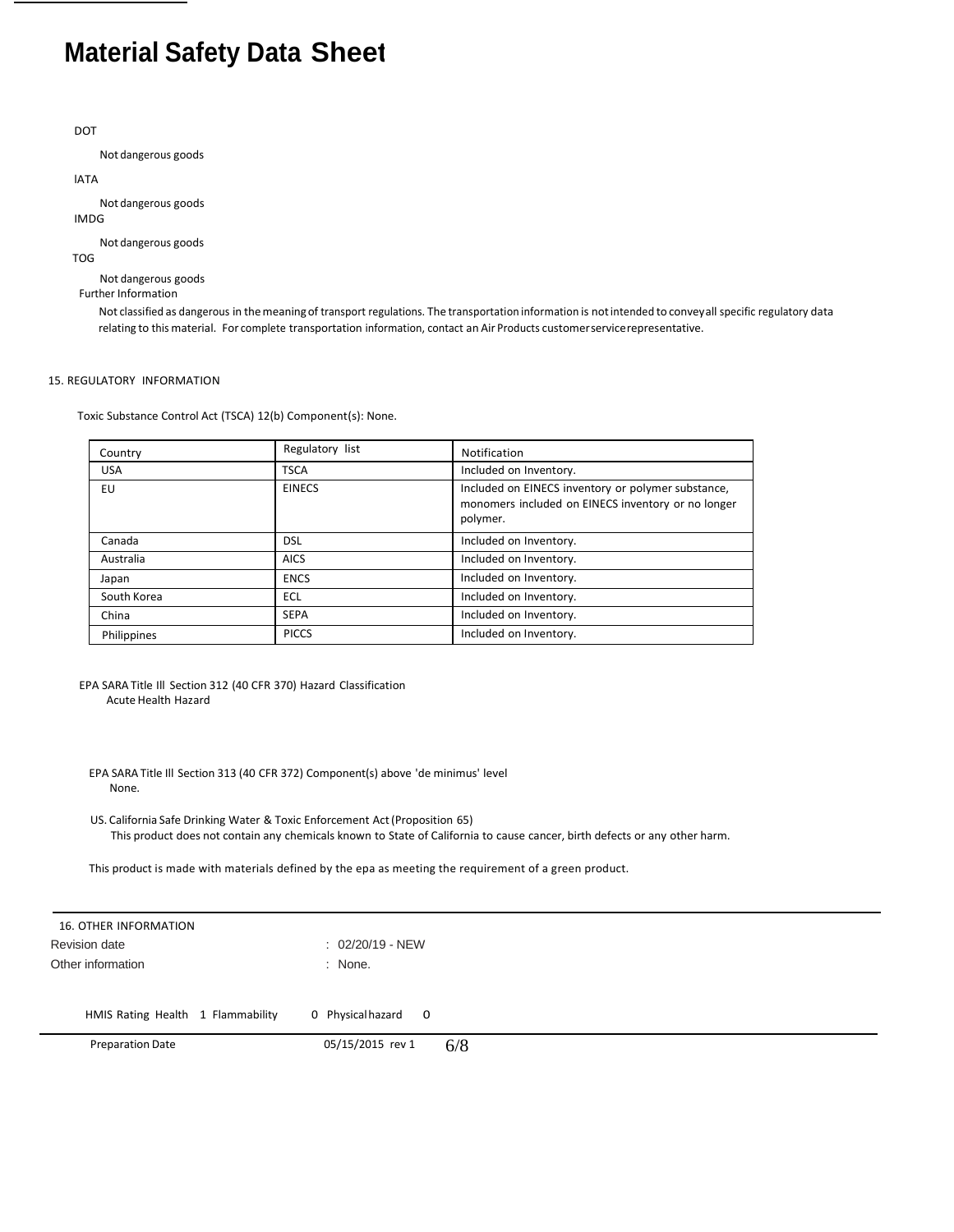# Material Safety Data Sheet

DOT

Not dangerous goods

IATA

Not dangerous goods

IMDG

Not dangerous goods

TOG

Not dangerous goods

Further Information

Not classified as dangerous in the meaning of transport regulations. The transportation information is not intended to convey all specific regulatory data relating to this material. For complete transportation information, contact an Air Products customer service representative.

## 15. REGULATORY INFORMATION

Toxic Substance Control Act (TSCA) 12(b) Component(s): None.

| Country | Regulatory list | Notification |
|---|---|---|
| USA | TSCA | Included on Inventory. |
| EU | EINECS | Included on EINECS inventory or polymer substance, monomers included on EINECS inventory or no longer polymer. |
| Canada | DSL | Included on Inventory. |
| Australia | AICS | Included on Inventory. |
| Japan | ENCS | Included on Inventory. |
| South Korea | ECL | Included on Inventory. |
| China | SEPA | Included on Inventory. |
| Philippines | PICCS | Included on Inventory. |

EPA SARA Title Ill Section 312 (40 CFR 370) Hazard Classification

Acute Health Hazard

EPA SARA Title Ill Section 313 (40 CFR 372) Component(s) above 'de minimus' level

None.

US. California Safe Drinking Water & Toxic Enforcement Act (Proposition 65)

This product does not contain any chemicals known to State of California to cause cancer, birth defects or any other harm.

This product is made with materials defined by the epa as meeting the requirement of a green product.

## 16. OTHER INFORMATION

Revision date : 02/20/19 - NEW

Other information : None.

HMIS Rating Health 1 Flammability 0 Physical hazard 0

Preparation Date 05/15/2015 rev 1